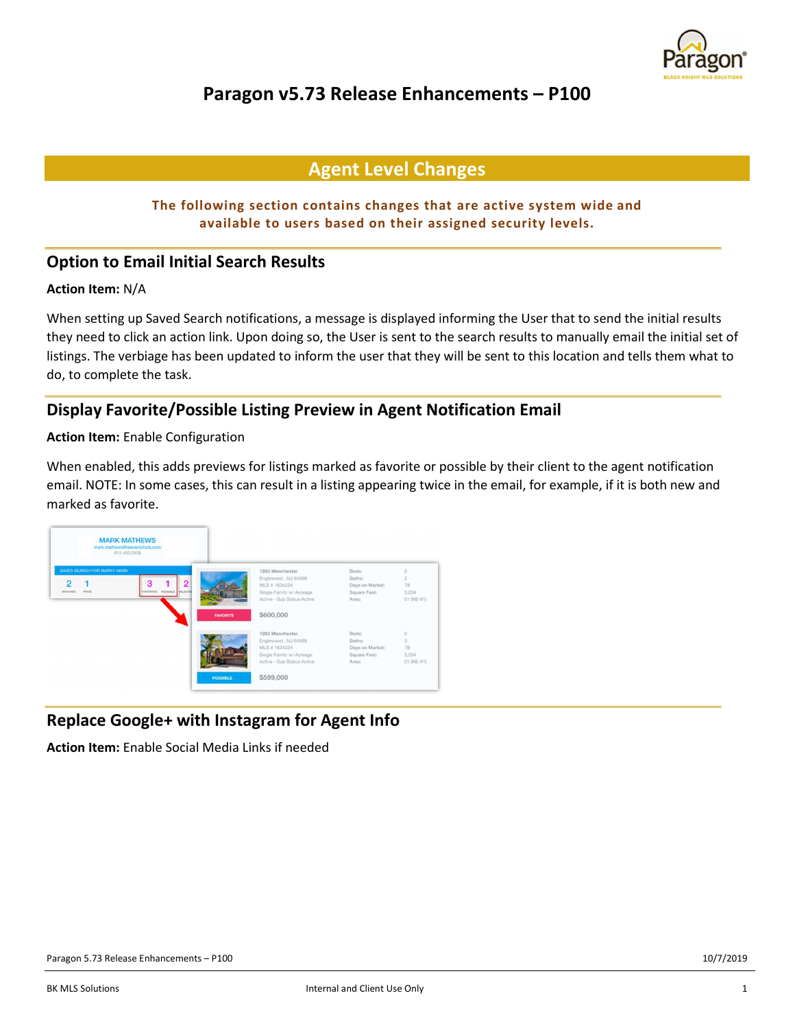# Paragon v5.73 Release Enhancements – P100

## Agent Level Changes

**The following section contains changes that are active system wide and available to users based on their assigned security levels.**

### Option to Email Initial Search Results

**Action Item:** N/A

When setting up Saved Search notifications, a message is displayed informing the User that to send the initial results they need to click an action link. Upon doing so, the User is sent to the search results to manually email the initial set of listings. The verbiage has been updated to inform the user that they will be sent to this location and tells them what to do, to complete the task.

### Display Favorite/Possible Listing Preview in Agent Notification Email

**Action Item:** Enable Configuration

When enabled, this adds previews for listings marked as favorite or possible by their client to the agent notification email. NOTE: In some cases, this can result in a listing appearing twice in the email, for example, if it is both new and marked as favorite.

### Replace Google+ with Instagram for Agent Info

**Action Item:** Enable Social Media Links if needed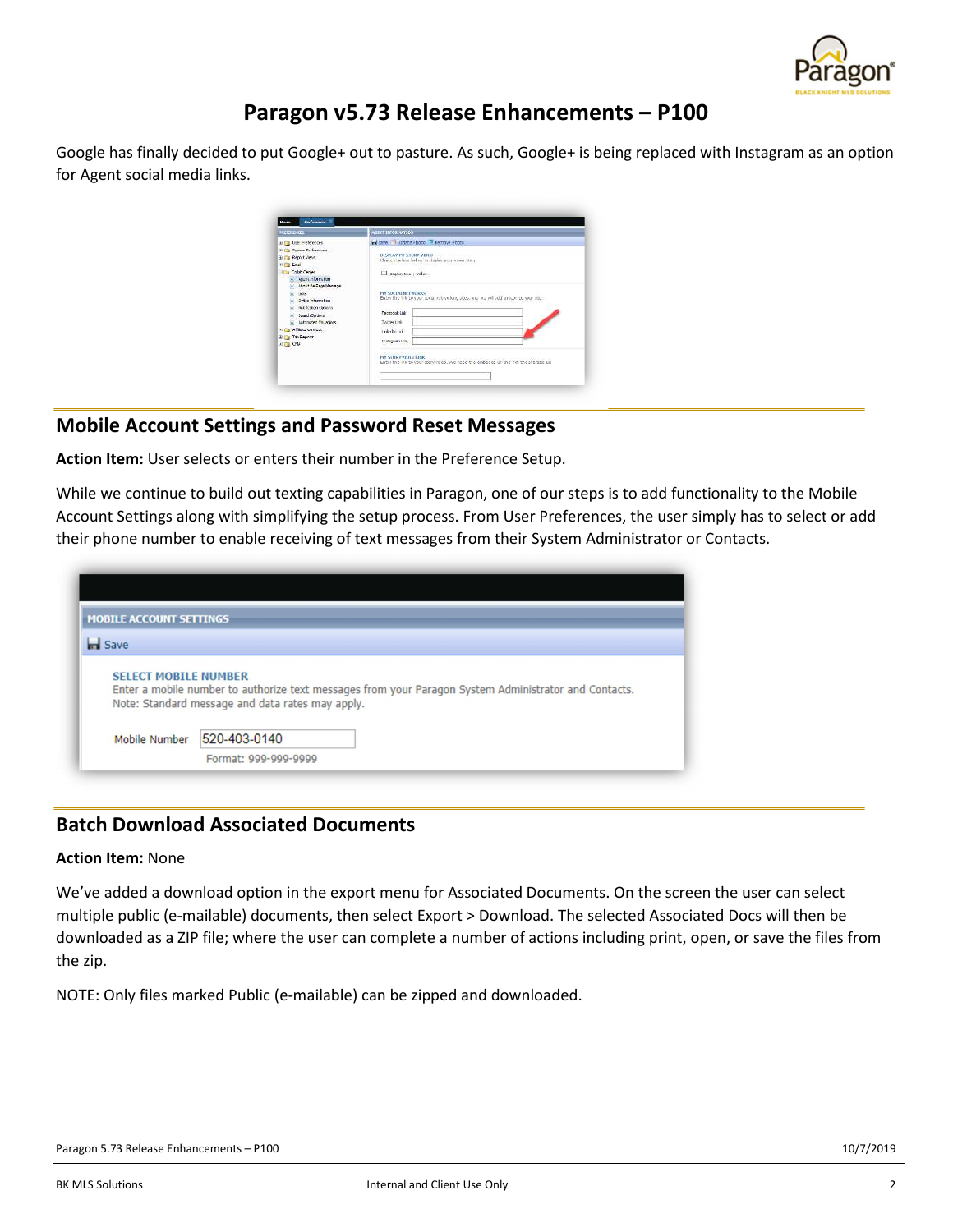# Paragon v5.73 Release Enhancements – P100

Google has finally decided to put Google+ out to pasture. As such, Google+ is being replaced with Instagram as an option for Agent social media links.

## Mobile Account Settings and Password Reset Messages

**Action Item:** User selects or enters their number in the Preference Setup.

While we continue to build out texting capabilities in Paragon, one of our steps is to add functionality to the Mobile Account Settings along with simplifying the setup process. From User Preferences, the user simply has to select or add their phone number to enable receiving of text messages from their System Administrator or Contacts.

## Batch Download Associated Documents

**Action Item:** None

We've added a download option in the export menu for Associated Documents. On the screen the user can select multiple public (e-mailable) documents, then select Export > Download. The selected Associated Docs will then be downloaded as a ZIP file; where the user can complete a number of actions including print, open, or save the files from the zip.

NOTE: Only files marked Public (e-mailable) can be zipped and downloaded.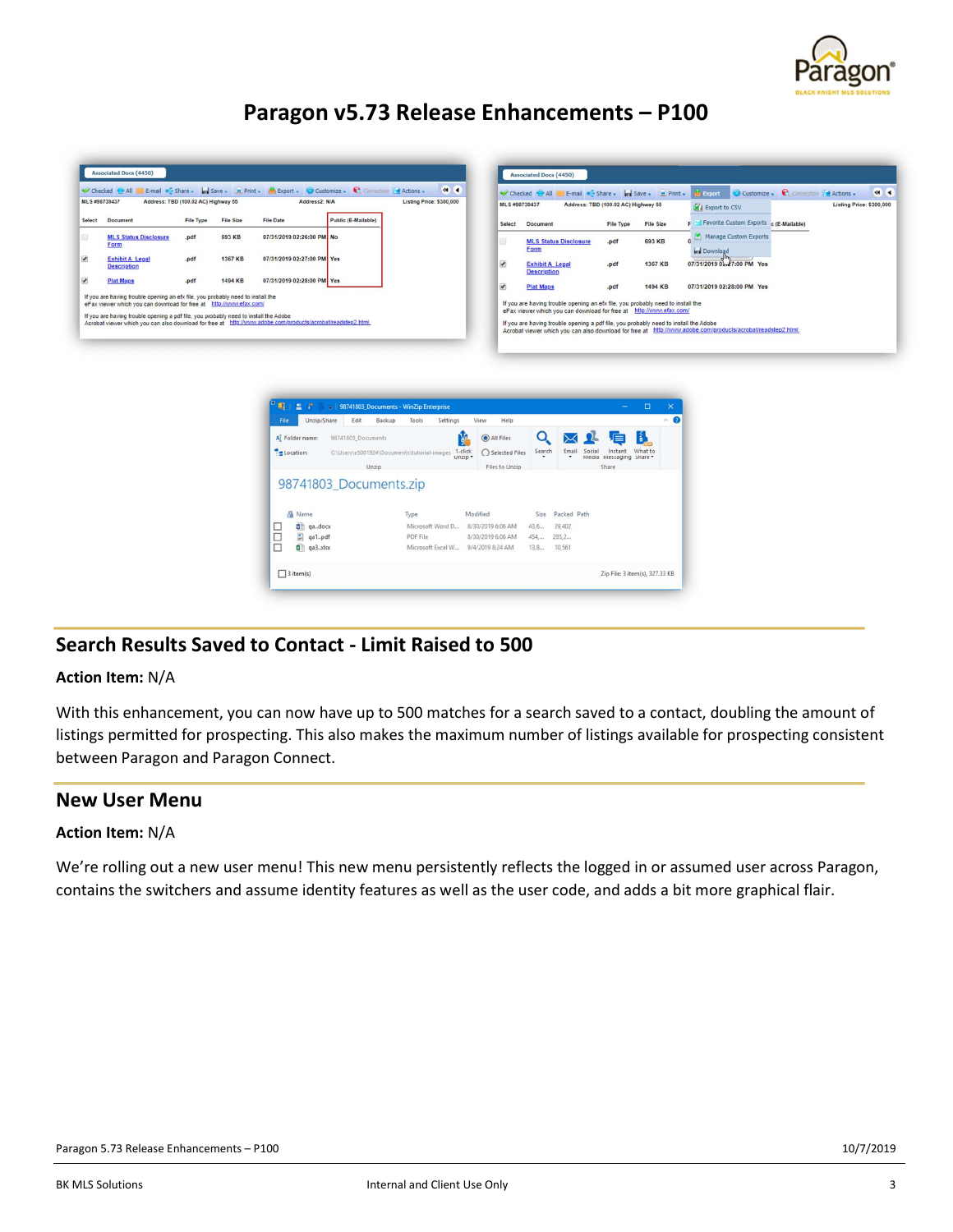# Paragon v5.73 Release Enhancements – P100

## Search Results Saved to Contact - Limit Raised to 500

**Action Item:** N/A

With this enhancement, you can now have up to 500 matches for a search saved to a contact, doubling the amount of listings permitted for prospecting. This also makes the maximum number of listings available for prospecting consistent between Paragon and Paragon Connect.

## New User Menu

**Action Item:** N/A

We're rolling out a new user menu! This new menu persistently reflects the logged in or assumed user across Paragon, contains the switchers and assume identity features as well as the user code, and adds a bit more graphical flair.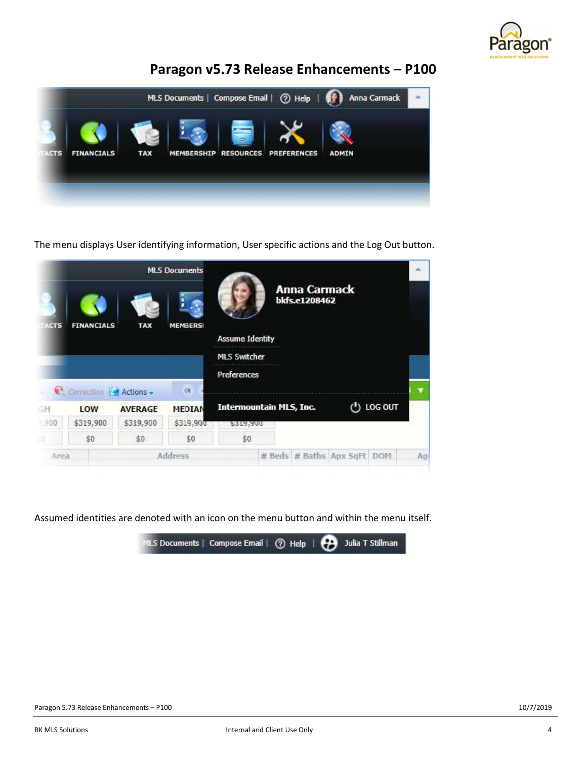# Paragon v5.73 Release Enhancements – P100

The menu displays User identifying information, User specific actions and the Log Out button.

Assumed identities are denoted with an icon on the menu button and within the menu itself.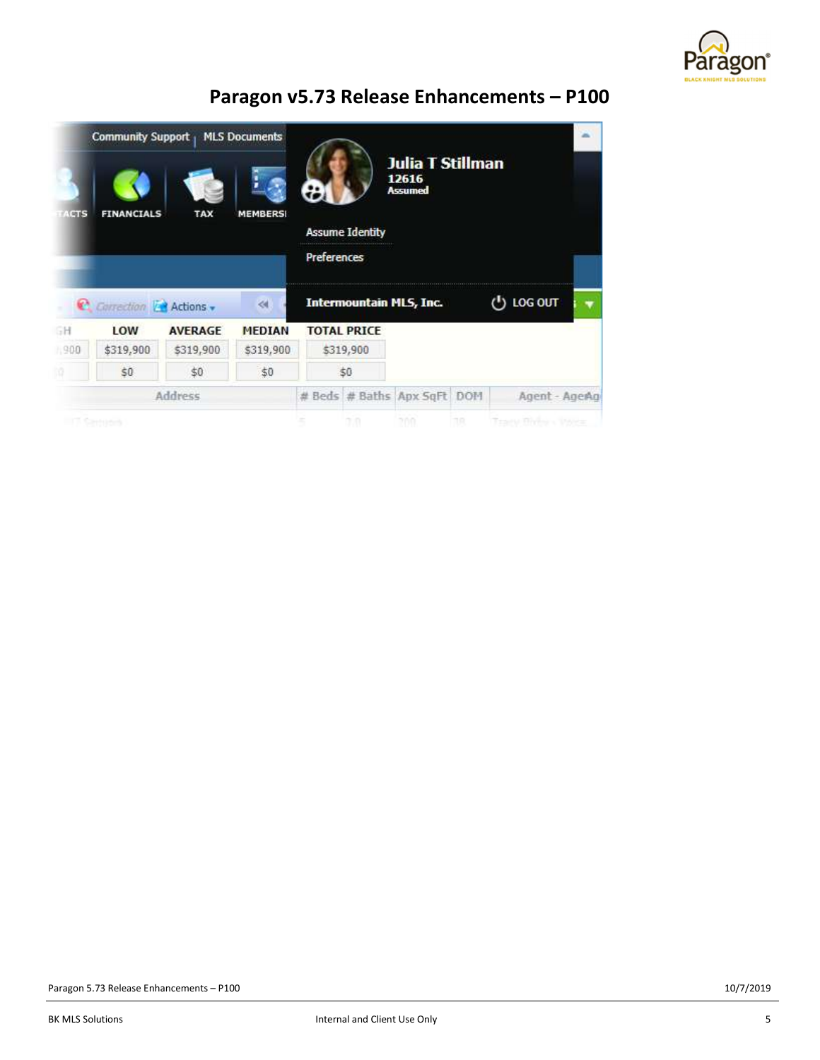## Paragon v5.73 Release Enhancements – P100